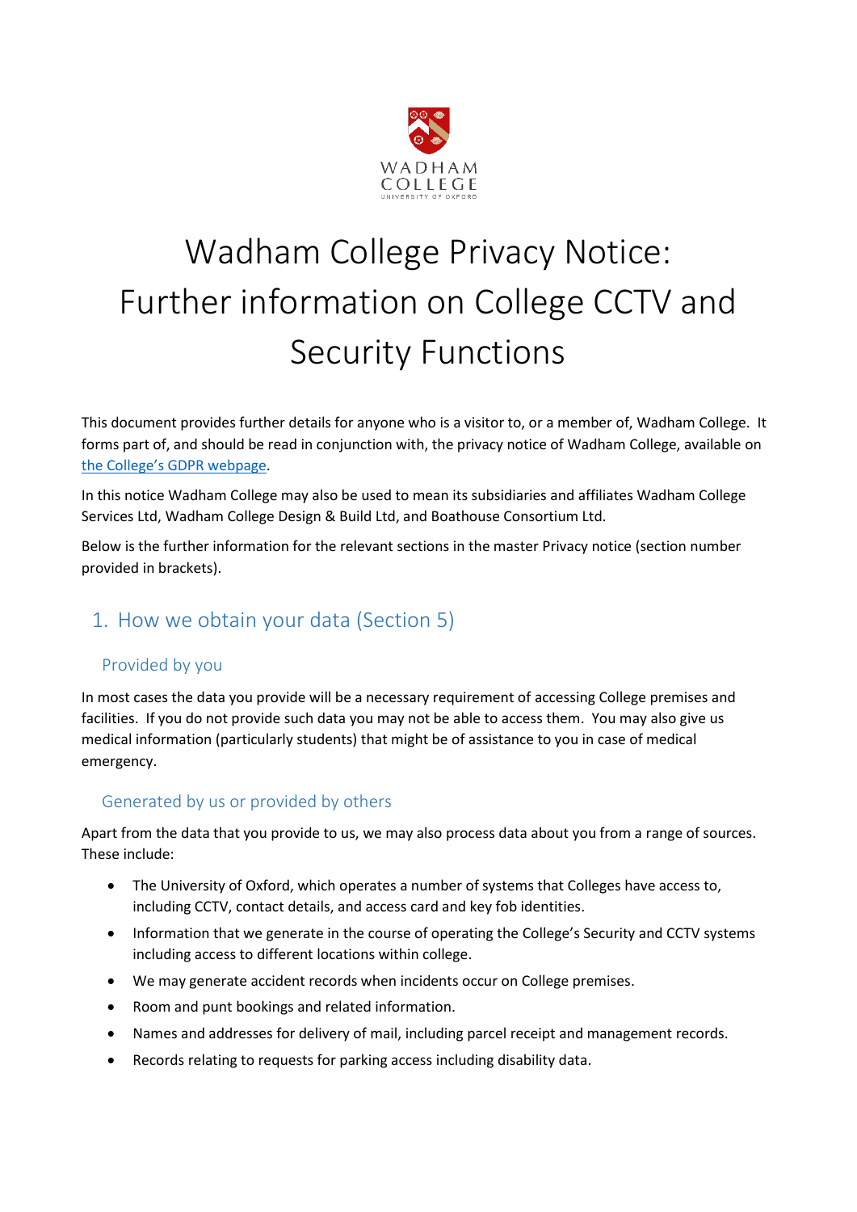WADHAM COLLEGE
UNIVERSITY OF OXFORD

# Wadham College Privacy Notice: Further information on College CCTV and Security Functions

This document provides further details for anyone who is a visitor to, or a member of, Wadham College. It forms part of, and should be read in conjunction with, the privacy notice of Wadham College, available on [the College's GDPR webpage](#).

In this notice Wadham College may also be used to mean its subsidiaries and affiliates Wadham College Services Ltd, Wadham College Design & Build Ltd, and Boathouse Consortium Ltd.

Below is the further information for the relevant sections in the master Privacy notice (section number provided in brackets).

## 1. How we obtain your data (Section 5)

### Provided by you

In most cases the data you provide will be a necessary requirement of accessing College premises and facilities. If you do not provide such data you may not be able to access them. You may also give us medical information (particularly students) that might be of assistance to you in case of medical emergency.

### Generated by us or provided by others

Apart from the data that you provide to us, we may also process data about you from a range of sources. These include:

- The University of Oxford, which operates a number of systems that Colleges have access to, including CCTV, contact details, and access card and key fob identities.
- Information that we generate in the course of operating the College's Security and CCTV systems including access to different locations within college.
- We may generate accident records when incidents occur on College premises.
- Room and punt bookings and related information.
- Names and addresses for delivery of mail, including parcel receipt and management records.
- Records relating to requests for parking access including disability data.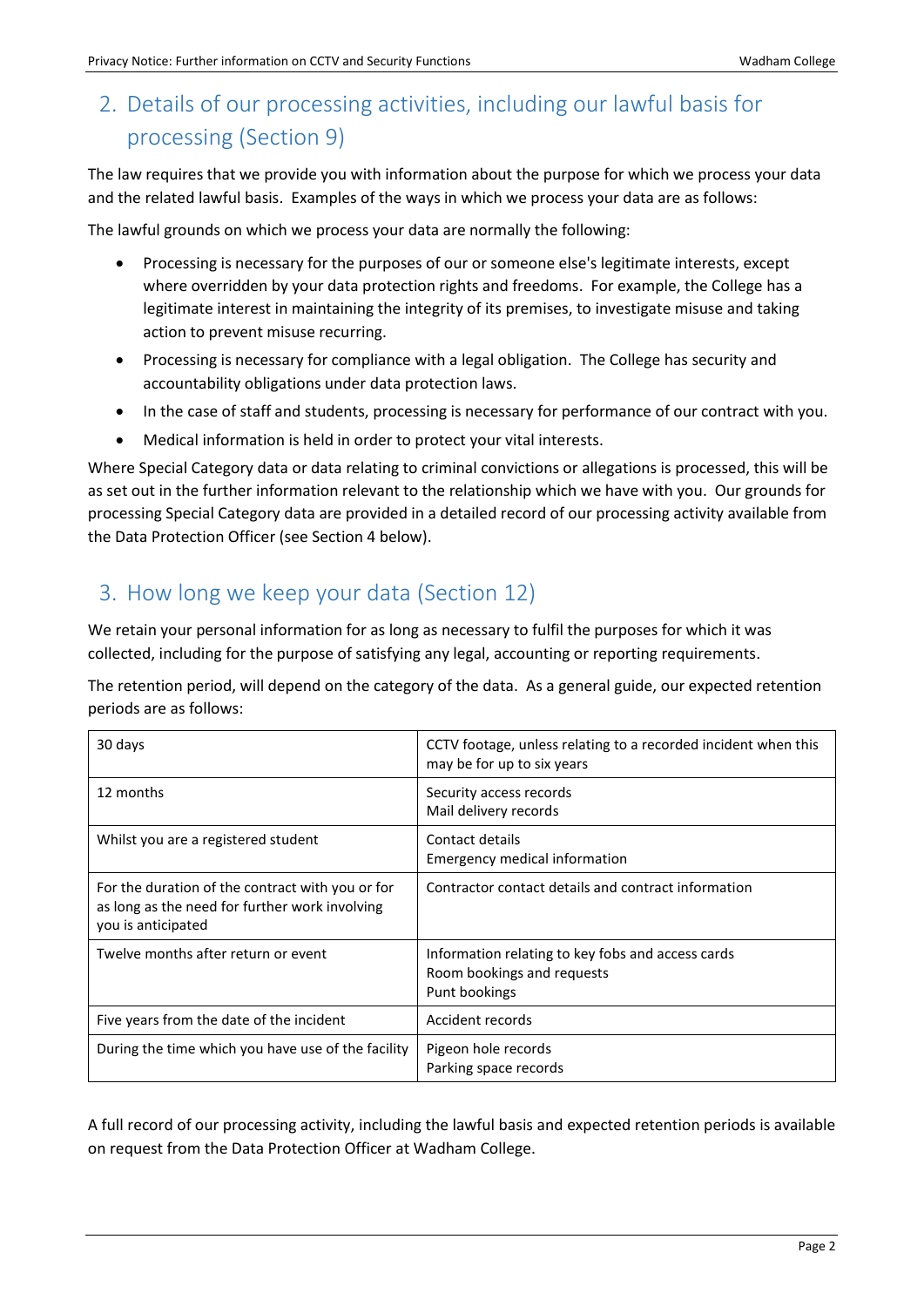## 2. Details of our processing activities, including our lawful basis for processing (Section 9)

The law requires that we provide you with information about the purpose for which we process your data and the related lawful basis. Examples of the ways in which we process your data are as follows:

The lawful grounds on which we process your data are normally the following:

- Processing is necessary for the purposes of our or someone else's legitimate interests, except where overridden by your data protection rights and freedoms. For example, the College has a legitimate interest in maintaining the integrity of its premises, to investigate misuse and taking action to prevent misuse recurring.
- Processing is necessary for compliance with a legal obligation. The College has security and accountability obligations under data protection laws.
- In the case of staff and students, processing is necessary for performance of our contract with you.
- Medical information is held in order to protect your vital interests.

Where Special Category data or data relating to criminal convictions or allegations is processed, this will be as set out in the further information relevant to the relationship which we have with you. Our grounds for processing Special Category data are provided in a detailed record of our processing activity available from the Data Protection Officer (see Section 4 below).

## 3. How long we keep your data (Section 12)

We retain your personal information for as long as necessary to fulfil the purposes for which it was collected, including for the purpose of satisfying any legal, accounting or reporting requirements.

The retention period, will depend on the category of the data. As a general guide, our expected retention periods are as follows:

| | |
|---|---|
| 30 days | CCTV footage, unless relating to a recorded incident when this may be for up to six years |
| 12 months | Security access records<br>Mail delivery records |
| Whilst you are a registered student | Contact details<br>Emergency medical information |
| For the duration of the contract with you or for as long as the need for further work involving you is anticipated | Contractor contact details and contract information |
| Twelve months after return or event | Information relating to key fobs and access cards<br>Room bookings and requests<br>Punt bookings |
| Five years from the date of the incident | Accident records |
| During the time which you have use of the facility | Pigeon hole records<br>Parking space records |

A full record of our processing activity, including the lawful basis and expected retention periods is available on request from the Data Protection Officer at Wadham College.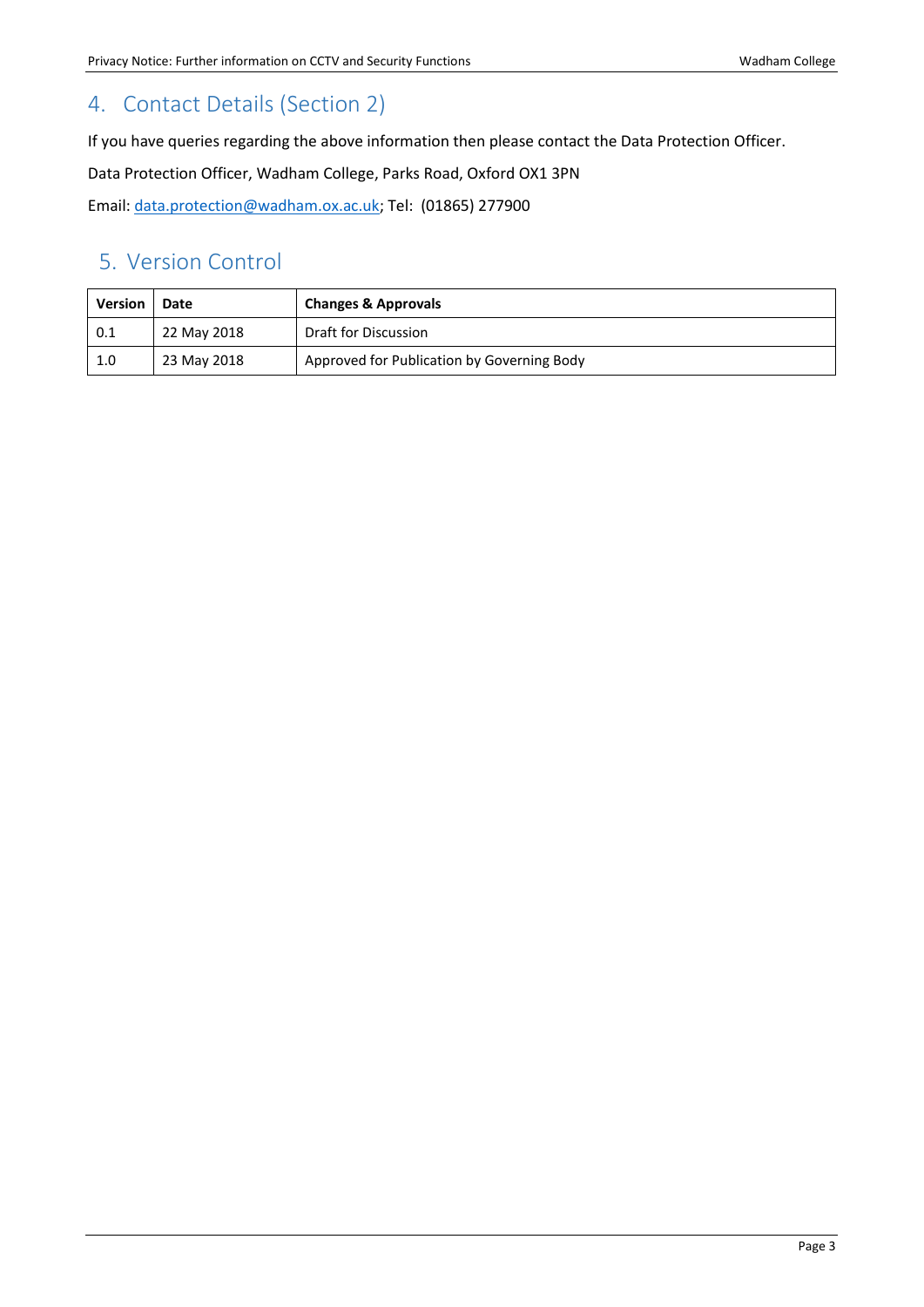## 4. Contact Details (Section 2)

If you have queries regarding the above information then please contact the Data Protection Officer.

Data Protection Officer, Wadham College, Parks Road, Oxford OX1 3PN

Email: data.protection@wadham.ox.ac.uk; Tel: (01865) 277900

## 5. Version Control

| Version | Date | Changes & Approvals |
|---|---|---|
| 0.1 | 22 May 2018 | Draft for Discussion |
| 1.0 | 23 May 2018 | Approved for Publication by Governing Body |